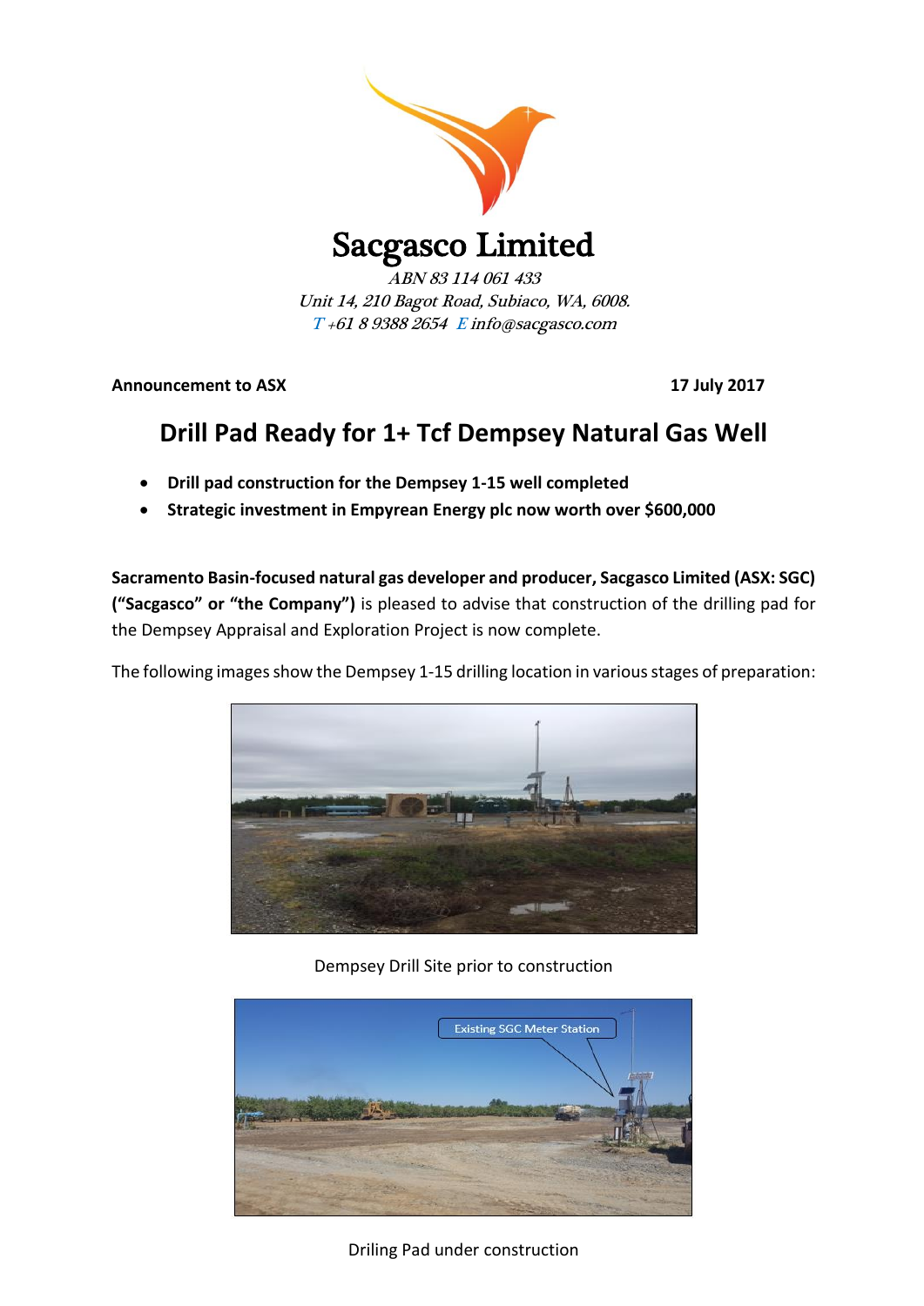# Sacgasco Limited

*ABN 83 114 061 433*
*Unit 14, 210 Bagot Road, Subiaco, WA, 6008.*
*T +61 8 9388 2654 E info@sacgasco.com*

**Announcement to ASX** **17 July 2017**

## Drill Pad Ready for 1+ Tcf Dempsey Natural Gas Well

- **Drill pad construction for the Dempsey 1-15 well completed**
- **Strategic investment in Empyrean Energy plc now worth over $600,000**

**Sacramento Basin-focused natural gas developer and producer, Sacgasco Limited (ASX: SGC) ("Sacgasco" or "the Company")** is pleased to advise that construction of the drilling pad for the Dempsey Appraisal and Exploration Project is now complete.

The following images show the Dempsey 1-15 drilling location in various stages of preparation:

Dempsey Drill Site prior to construction

Driling Pad under construction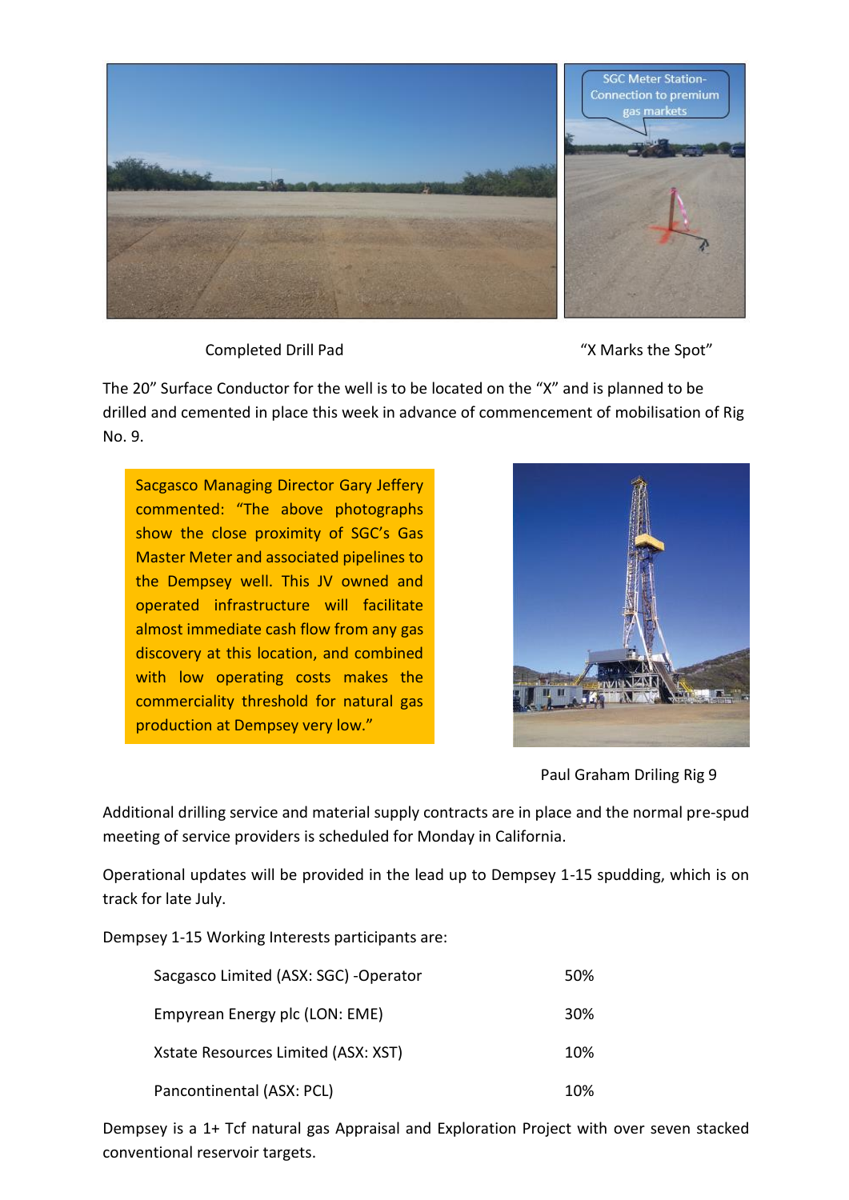Completed Drill Pad

"X Marks the Spot"

The 20" Surface Conductor for the well is to be located on the "X" and is planned to be drilled and cemented in place this week in advance of commencement of mobilisation of Rig No. 9.

Sacgasco Managing Director Gary Jeffery commented: "The above photographs show the close proximity of SGC's Gas Master Meter and associated pipelines to the Dempsey well. This JV owned and operated infrastructure will facilitate almost immediate cash flow from any gas discovery at this location, and combined with low operating costs makes the commerciality threshold for natural gas production at Dempsey very low."

Paul Graham Driling Rig 9

Additional drilling service and material supply contracts are in place and the normal pre-spud meeting of service providers is scheduled for Monday in California.

Operational updates will be provided in the lead up to Dempsey 1-15 spudding, which is on track for late July.

Dempsey 1-15 Working Interests participants are:

| | |
|---|---|
| Sacgasco Limited (ASX: SGC) -Operator | 50% |
| Empyrean Energy plc (LON: EME) | 30% |
| Xstate Resources Limited (ASX: XST) | 10% |
| Pancontinental (ASX: PCL) | 10% |

Dempsey is a 1+ Tcf natural gas Appraisal and Exploration Project with over seven stacked conventional reservoir targets.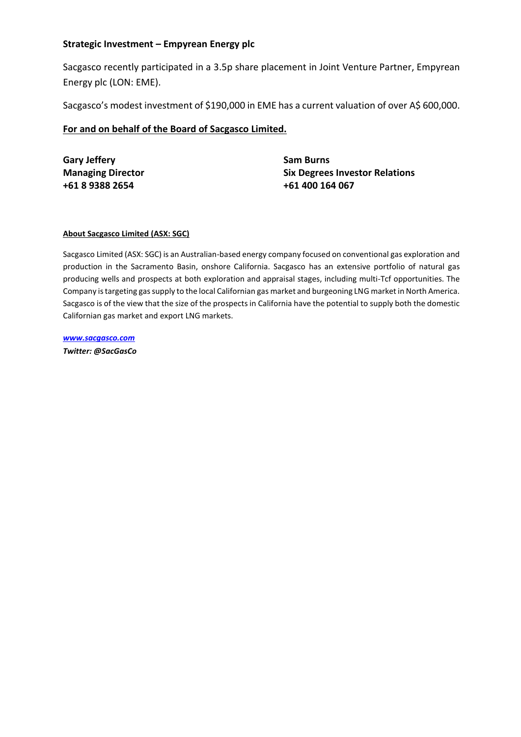**Strategic Investment – Empyrean Energy plc**

Sacgasco recently participated in a 3.5p share placement in Joint Venture Partner, Empyrean Energy plc (LON: EME).

Sacgasco's modest investment of $190,000 in EME has a current valuation of over A$ 600,000.

**For and on behalf of the Board of Sacgasco Limited.**

| | |
|---|---|
| **Gary Jeffery** | **Sam Burns** |
| **Managing Director** | **Six Degrees Investor Relations** |
| **+61 8 9388 2654** | **+61 400 164 067** |

**About Sacgasco Limited (ASX: SGC)**

Sacgasco Limited (ASX: SGC) is an Australian-based energy company focused on conventional gas exploration and production in the Sacramento Basin, onshore California. Sacgasco has an extensive portfolio of natural gas producing wells and prospects at both exploration and appraisal stages, including multi-Tcf opportunities. The Company is targeting gas supply to the local Californian gas market and burgeoning LNG market in North America. Sacgasco is of the view that the size of the prospects in California have the potential to supply both the domestic Californian gas market and export LNG markets.

*www.sacgasco.com*

*Twitter: @SacGasCo*